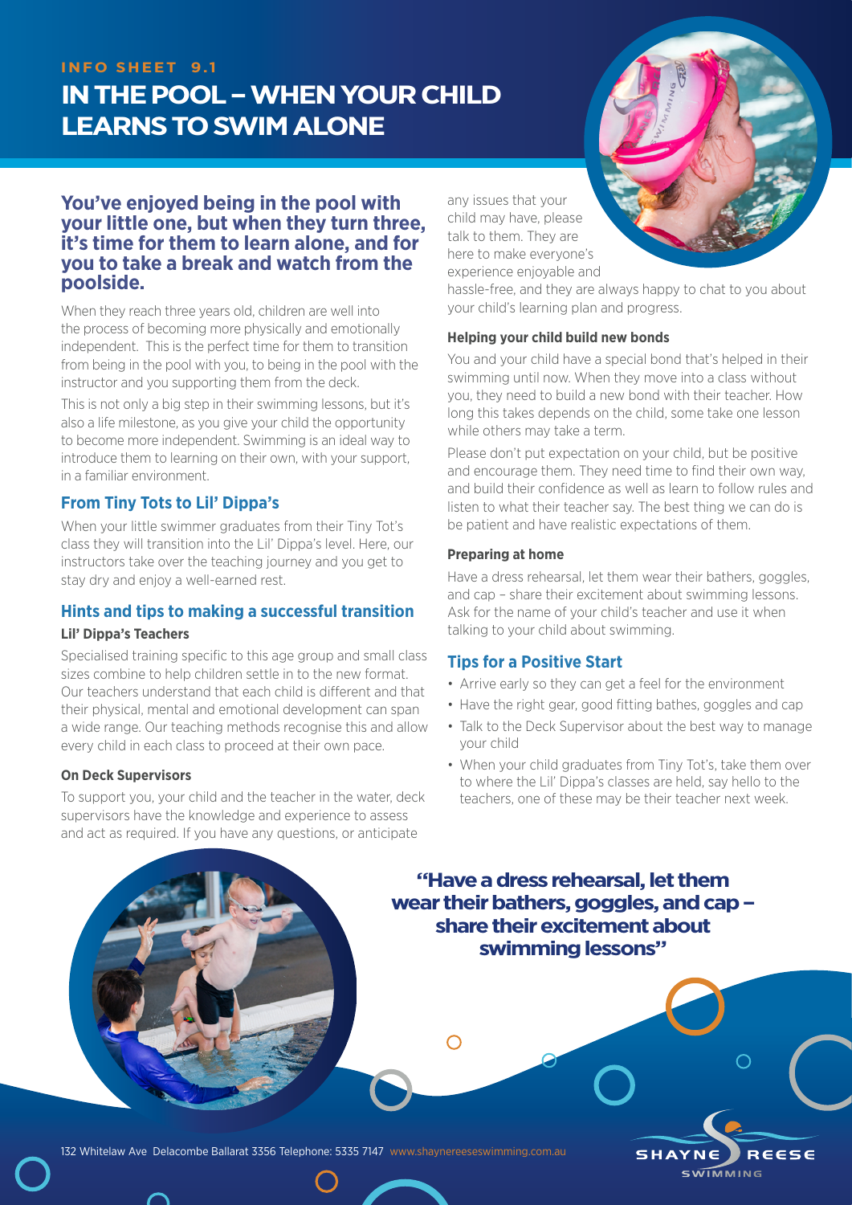INFO SHEET 9.1

# IN THE POOL – WHEN YOUR CHILD LEARNS TO SWIM ALONE

## You've enjoyed being in the pool with your little one, but when they turn three, it's time for them to learn alone, and for you to take a break and watch from the poolside.

When they reach three years old, children are well into the process of becoming more physically and emotionally independent. This is the perfect time for them to transition from being in the pool with you, to being in the pool with the instructor and you supporting them from the deck.

This is not only a big step in their swimming lessons, but it's also a life milestone, as you give your child the opportunity to become more independent. Swimming is an ideal way to introduce them to learning on their own, with your support, in a familiar environment.

### From Tiny Tots to Lil' Dippa's

When your little swimmer graduates from their Tiny Tot's class they will transition into the Lil' Dippa's level. Here, our instructors take over the teaching journey and you get to stay dry and enjoy a well-earned rest.

### Hints and tips to making a successful transition

**Lil' Dippa's Teachers**

Specialised training specific to this age group and small class sizes combine to help children settle in to the new format. Our teachers understand that each child is different and that their physical, mental and emotional development can span a wide range. Our teaching methods recognise this and allow every child in each class to proceed at their own pace.

**On Deck Supervisors**

To support you, your child and the teacher in the water, deck supervisors have the knowledge and experience to assess and act as required. If you have any questions, or anticipate any issues that your child may have, please talk to them. They are here to make everyone's experience enjoyable and hassle-free, and they are always happy to chat to you about your child's learning plan and progress.

**Helping your child build new bonds**

You and your child have a special bond that's helped in their swimming until now. When they move into a class without you, they need to build a new bond with their teacher. How long this takes depends on the child, some take one lesson while others may take a term.

Please don't put expectation on your child, but be positive and encourage them. They need time to find their own way, and build their confidence as well as learn to follow rules and listen to what their teacher say. The best thing we can do is be patient and have realistic expectations of them.

**Preparing at home**

Have a dress rehearsal, let them wear their bathers, goggles, and cap – share their excitement about swimming lessons. Ask for the name of your child's teacher and use it when talking to your child about swimming.

### Tips for a Positive Start

- Arrive early so they can get a feel for the environment
- Have the right gear, good fitting bathes, goggles and cap
- Talk to the Deck Supervisor about the best way to manage your child
- When your child graduates from Tiny Tot's, take them over to where the Lil' Dippa's classes are held, say hello to the teachers, one of these may be their teacher next week.

**"Have a dress rehearsal, let them wear their bathers, goggles, and cap – share their excitement about swimming lessons"**

132 Whitelaw Ave Delacombe Ballarat 3356 Telephone: 5335 7147 www.shaynereeseswimming.com.au

SHAYNE REESE SWIMMING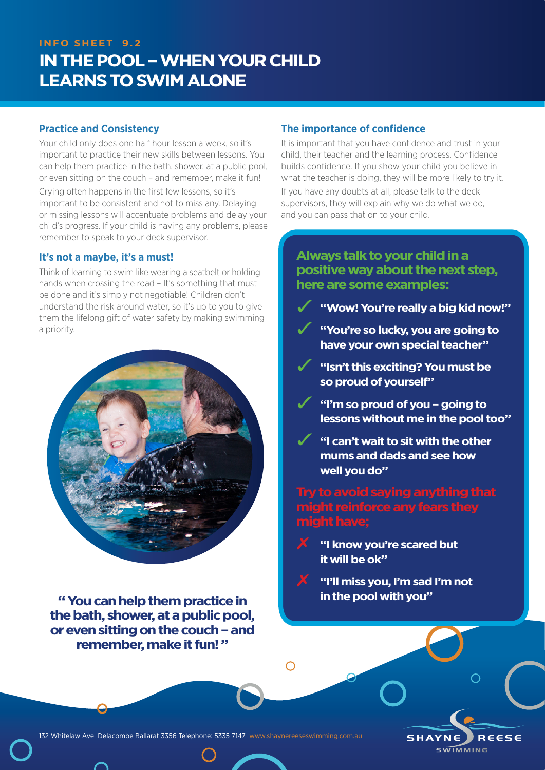INFO SHEET 9.2

# IN THE POOL – WHEN YOUR CHILD LEARNS TO SWIM ALONE

## Practice and Consistency

Your child only does one half hour lesson a week, so it's important to practice their new skills between lessons. You can help them practice in the bath, shower, at a public pool, or even sitting on the couch – and remember, make it fun!

Crying often happens in the first few lessons, so it's important to be consistent and not to miss any. Delaying or missing lessons will accentuate problems and delay your child's progress. If your child is having any problems, please remember to speak to your deck supervisor.

## It's not a maybe, it's a must!

Think of learning to swim like wearing a seatbelt or holding hands when crossing the road – It's something that must be done and it's simply not negotiable! Children don't understand the risk around water, so it's up to you to give them the lifelong gift of water safety by making swimming a priority.

**" You can help them practice in the bath, shower, at a public pool, or even sitting on the couch – and remember, make it fun! "**

## The importance of confidence

It is important that you have confidence and trust in your child, their teacher and the learning process. Confidence builds confidence. If you show your child you believe in what the teacher is doing, they will be more likely to try it.

If you have any doubts at all, please talk to the deck supervisors, they will explain why we do what we do, and you can pass that on to your child.

### Always talk to your child in a positive way about the next step, here are some examples:

- ✓ **"Wow! You're really a big kid now!"**
- ✓ **"You're so lucky, you are going to have your own special teacher"**
- ✓ **"Isn't this exciting? You must be so proud of yourself"**
- ✓ **"I'm so proud of you – going to lessons without me in the pool too"**
- ✓ **"I can't wait to sit with the other mums and dads and see how well you do"**

### Try to avoid saying anything that might reinforce any fears they might have;

- ✗ **"I know you're scared but it will be ok"**
- ✗ **"I'll miss you, I'm sad I'm not in the pool with you"**

132 Whitelaw Ave Delacombe Ballarat 3356 Telephone: 5335 7147 www.shaynereeseswimming.com.au

SHAYNE REESE SWIMMING